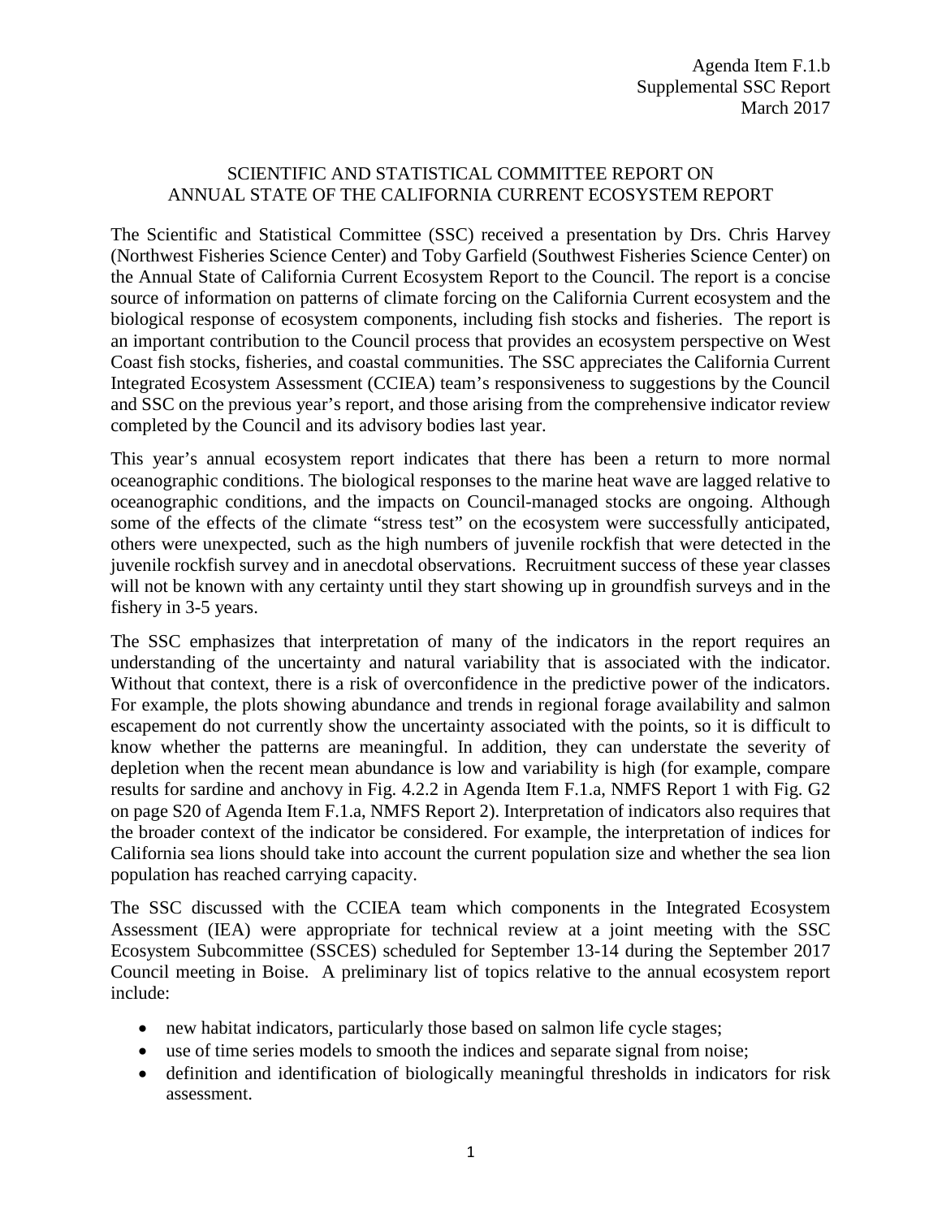Agenda Item F.1.b
Supplemental SSC Report
March 2017

# SCIENTIFIC AND STATISTICAL COMMITTEE REPORT ON ANNUAL STATE OF THE CALIFORNIA CURRENT ECOSYSTEM REPORT

The Scientific and Statistical Committee (SSC) received a presentation by Drs. Chris Harvey (Northwest Fisheries Science Center) and Toby Garfield (Southwest Fisheries Science Center) on the Annual State of California Current Ecosystem Report to the Council. The report is a concise source of information on patterns of climate forcing on the California Current ecosystem and the biological response of ecosystem components, including fish stocks and fisheries. The report is an important contribution to the Council process that provides an ecosystem perspective on West Coast fish stocks, fisheries, and coastal communities. The SSC appreciates the California Current Integrated Ecosystem Assessment (CCIEA) team's responsiveness to suggestions by the Council and SSC on the previous year's report, and those arising from the comprehensive indicator review completed by the Council and its advisory bodies last year.

This year's annual ecosystem report indicates that there has been a return to more normal oceanographic conditions. The biological responses to the marine heat wave are lagged relative to oceanographic conditions, and the impacts on Council-managed stocks are ongoing. Although some of the effects of the climate "stress test" on the ecosystem were successfully anticipated, others were unexpected, such as the high numbers of juvenile rockfish that were detected in the juvenile rockfish survey and in anecdotal observations. Recruitment success of these year classes will not be known with any certainty until they start showing up in groundfish surveys and in the fishery in 3-5 years.

The SSC emphasizes that interpretation of many of the indicators in the report requires an understanding of the uncertainty and natural variability that is associated with the indicator. Without that context, there is a risk of overconfidence in the predictive power of the indicators. For example, the plots showing abundance and trends in regional forage availability and salmon escapement do not currently show the uncertainty associated with the points, so it is difficult to know whether the patterns are meaningful. In addition, they can understate the severity of depletion when the recent mean abundance is low and variability is high (for example, compare results for sardine and anchovy in Fig. 4.2.2 in Agenda Item F.1.a, NMFS Report 1 with Fig. G2 on page S20 of Agenda Item F.1.a, NMFS Report 2). Interpretation of indicators also requires that the broader context of the indicator be considered. For example, the interpretation of indices for California sea lions should take into account the current population size and whether the sea lion population has reached carrying capacity.

The SSC discussed with the CCIEA team which components in the Integrated Ecosystem Assessment (IEA) were appropriate for technical review at a joint meeting with the SSC Ecosystem Subcommittee (SSCES) scheduled for September 13-14 during the September 2017 Council meeting in Boise. A preliminary list of topics relative to the annual ecosystem report include:

- new habitat indicators, particularly those based on salmon life cycle stages;
- use of time series models to smooth the indices and separate signal from noise;
- definition and identification of biologically meaningful thresholds in indicators for risk assessment.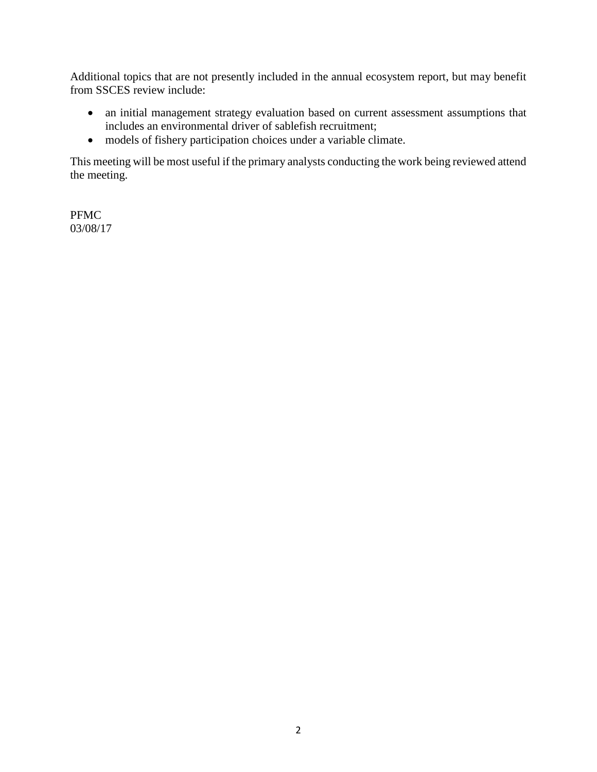Additional topics that are not presently included in the annual ecosystem report, but may benefit from SSCES review include:

- an initial management strategy evaluation based on current assessment assumptions that includes an environmental driver of sablefish recruitment;
- models of fishery participation choices under a variable climate.

This meeting will be most useful if the primary analysts conducting the work being reviewed attend the meeting.

PFMC
03/08/17